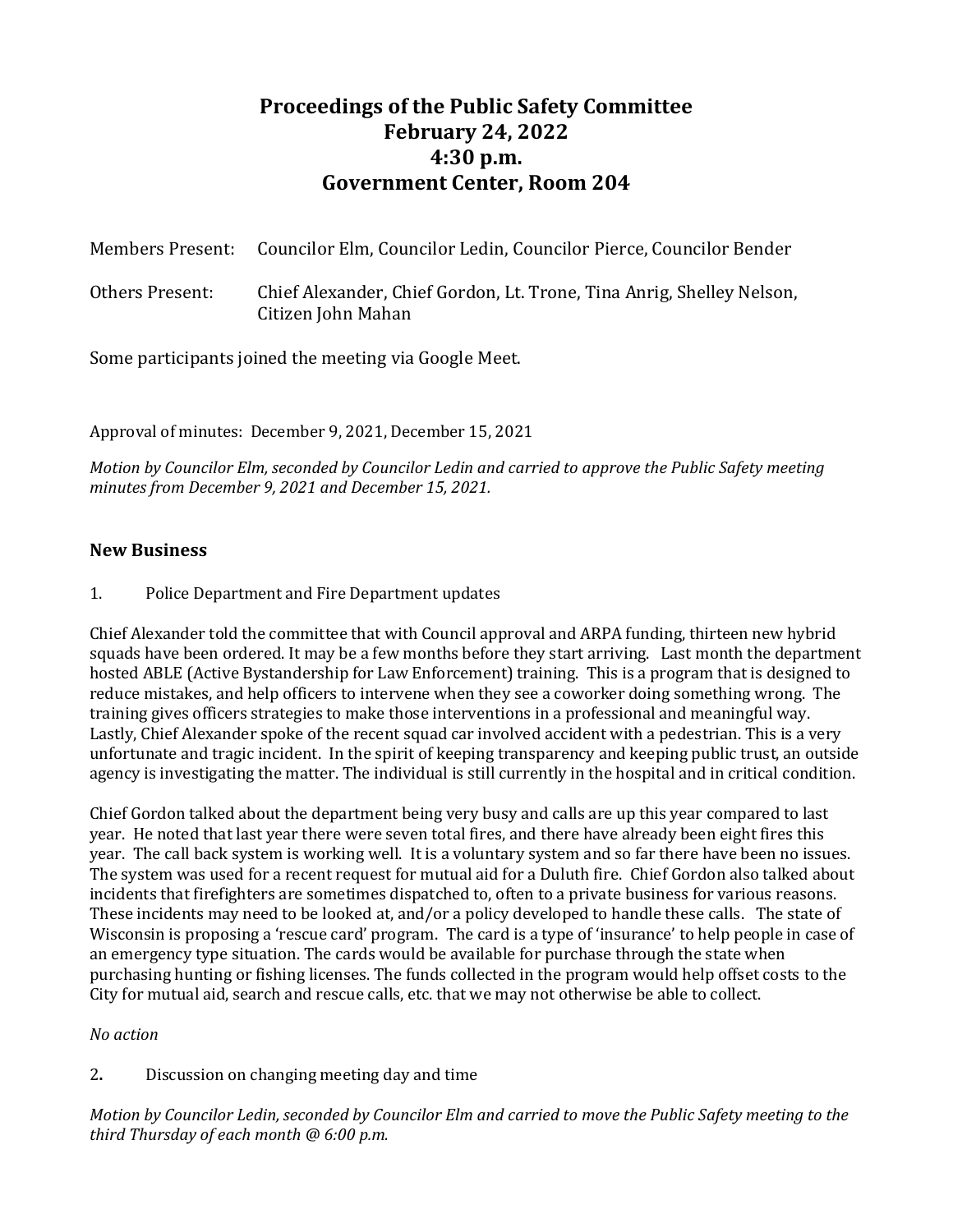# Proceedings of the Public Safety Committee
## February 24, 2022
## 4:30 p.m.
## Government Center, Room 204

Members Present: Councilor Elm, Councilor Ledin, Councilor Pierce, Councilor Bender

Others Present: Chief Alexander, Chief Gordon, Lt. Trone, Tina Anrig, Shelley Nelson, Citizen John Mahan

Some participants joined the meeting via Google Meet.

Approval of minutes: December 9, 2021, December 15, 2021

*Motion by Councilor Elm, seconded by Councilor Ledin and carried to approve the Public Safety meeting minutes from December 9, 2021 and December 15, 2021.*

## New Business

1. Police Department and Fire Department updates

Chief Alexander told the committee that with Council approval and ARPA funding, thirteen new hybrid squads have been ordered. It may be a few months before they start arriving. Last month the department hosted ABLE (Active Bystandership for Law Enforcement) training. This is a program that is designed to reduce mistakes, and help officers to intervene when they see a coworker doing something wrong. The training gives officers strategies to make those interventions in a professional and meaningful way. Lastly, Chief Alexander spoke of the recent squad car involved accident with a pedestrian. This is a very unfortunate and tragic incident. In the spirit of keeping transparency and keeping public trust, an outside agency is investigating the matter. The individual is still currently in the hospital and in critical condition.

Chief Gordon talked about the department being very busy and calls are up this year compared to last year. He noted that last year there were seven total fires, and there have already been eight fires this year. The call back system is working well. It is a voluntary system and so far there have been no issues. The system was used for a recent request for mutual aid for a Duluth fire. Chief Gordon also talked about incidents that firefighters are sometimes dispatched to, often to a private business for various reasons. These incidents may need to be looked at, and/or a policy developed to handle these calls. The state of Wisconsin is proposing a 'rescue card' program. The card is a type of 'insurance' to help people in case of an emergency type situation. The cards would be available for purchase through the state when purchasing hunting or fishing licenses. The funds collected in the program would help offset costs to the City for mutual aid, search and rescue calls, etc. that we may not otherwise be able to collect.

*No action*

2. Discussion on changing meeting day and time

*Motion by Councilor Ledin, seconded by Councilor Elm and carried to move the Public Safety meeting to the third Thursday of each month @ 6:00 p.m.*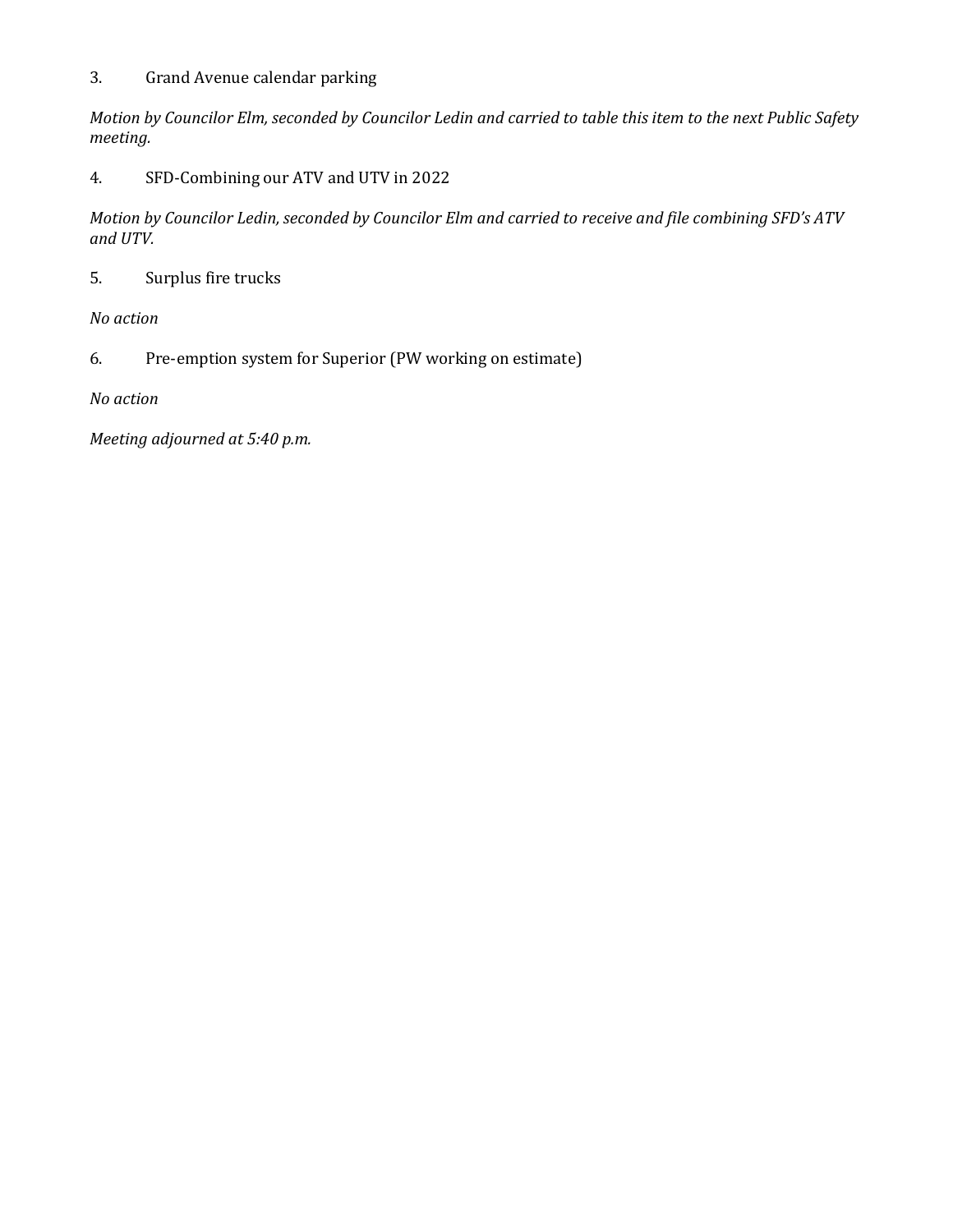3. Grand Avenue calendar parking

*Motion by Councilor Elm, seconded by Councilor Ledin and carried to table this item to the next Public Safety meeting.*

4. SFD-Combining our ATV and UTV in 2022

*Motion by Councilor Ledin, seconded by Councilor Elm and carried to receive and file combining SFD's ATV and UTV.*

5. Surplus fire trucks

*No action*

6. Pre-emption system for Superior (PW working on estimate)

*No action*

*Meeting adjourned at 5:40 p.m.*